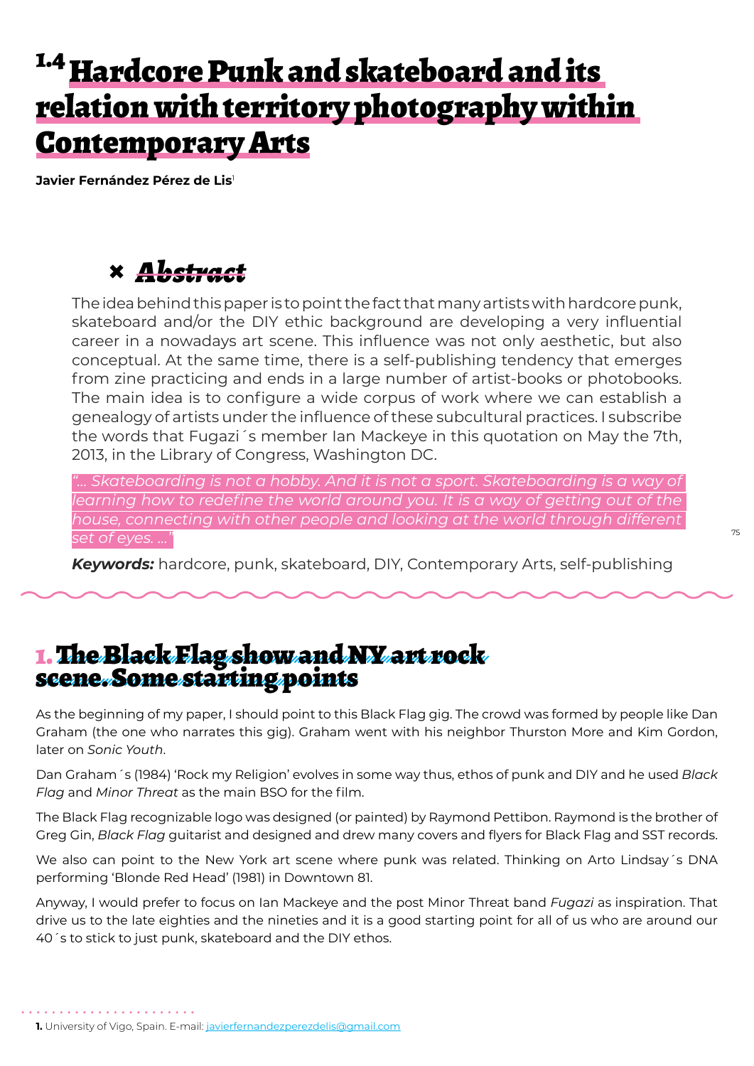# 1.4 Hardcore Punk and skateboard and its relation with territory photography within Contemporary Arts

**Javier Fernández Pérez de Lis**[1]

## ✖ *Abstract*

The idea behind this paper is to point the fact that many artists with hardcore punk, skateboard and/or the DIY ethic background are developing a very influential career in a nowadays art scene. This influence was not only aesthetic, but also conceptual. At the same time, there is a self-publishing tendency that emerges from zine practicing and ends in a large number of artist-books or photobooks. The main idea is to configure a wide corpus of work where we can establish a genealogy of artists under the influence of these subcultural practices. I subscribe the words that Fugazi´s member Ian Mackeye in this quotation on May the 7th, 2013, in the Library of Congress, Washington DC.

*"... Skateboarding is not a hobby. And it is not a sport. Skateboarding is a way of learning how to redefine the world around you. It is a way of getting out of the house, connecting with other people and looking at the world through different set of eyes. ..."*

***Keywords:*** hardcore, punk, skateboard, DIY, Contemporary Arts, self-publishing

## 1. The Black Flag show and NY art rock scene. Some starting points

As the beginning of my paper, I should point to this Black Flag gig. The crowd was formed by people like Dan Graham (the one who narrates this gig). Graham went with his neighbor Thurston More and Kim Gordon, later on *Sonic Youth*.

Dan Graham´s (1984) 'Rock my Religion' evolves in some way thus, ethos of punk and DIY and he used *Black Flag* and *Minor Threat* as the main BSO for the film.

The Black Flag recognizable logo was designed (or painted) by Raymond Pettibon. Raymond is the brother of Greg Gin, *Black Flag* guitarist and designed and drew many covers and flyers for Black Flag and SST records.

We also can point to the New York art scene where punk was related. Thinking on Arto Lindsay´s DNA performing 'Blonde Red Head' (1981) in Downtown 81.

Anyway, I would prefer to focus on Ian Mackeye and the post Minor Threat band *Fugazi* as inspiration. That drive us to the late eighties and the nineties and it is a good starting point for all of us who are around our 40´s to stick to just punk, skateboard and the DIY ethos.

---

**1.** University of Vigo, Spain. E-mail: javierfernandezperezdelis@gmail.com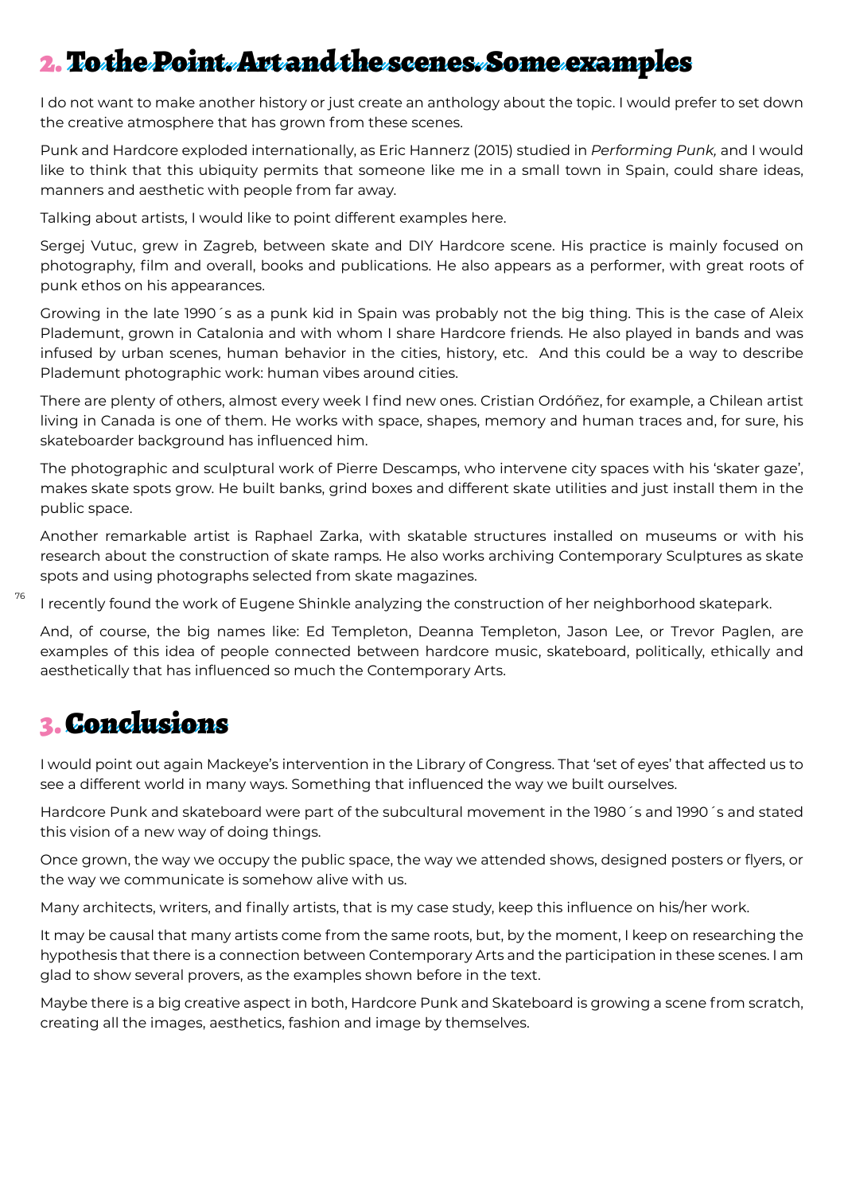## 2. To the Point. Art and the scenes. Some examples

I do not want to make another history or just create an anthology about the topic. I would prefer to set down the creative atmosphere that has grown from these scenes.

Punk and Hardcore exploded internationally, as Eric Hannerz (2015) studied in *Performing Punk,* and I would like to think that this ubiquity permits that someone like me in a small town in Spain, could share ideas, manners and aesthetic with people from far away.

Talking about artists, I would like to point different examples here.

Sergej Vutuc, grew in Zagreb, between skate and DIY Hardcore scene. His practice is mainly focused on photography, film and overall, books and publications. He also appears as a performer, with great roots of punk ethos on his appearances.

Growing in the late 1990´s as a punk kid in Spain was probably not the big thing. This is the case of Aleix Plademunt, grown in Catalonia and with whom I share Hardcore friends. He also played in bands and was infused by urban scenes, human behavior in the cities, history, etc. And this could be a way to describe Plademunt photographic work: human vibes around cities.

There are plenty of others, almost every week I find new ones. Cristian Ordóñez, for example, a Chilean artist living in Canada is one of them. He works with space, shapes, memory and human traces and, for sure, his skateboarder background has influenced him.

The photographic and sculptural work of Pierre Descamps, who intervene city spaces with his 'skater gaze', makes skate spots grow. He built banks, grind boxes and different skate utilities and just install them in the public space.

Another remarkable artist is Raphael Zarka, with skatable structures installed on museums or with his research about the construction of skate ramps. He also works archiving Contemporary Sculptures as skate spots and using photographs selected from skate magazines.

I recently found the work of Eugene Shinkle analyzing the construction of her neighborhood skatepark.

And, of course, the big names like: Ed Templeton, Deanna Templeton, Jason Lee, or Trevor Paglen, are examples of this idea of people connected between hardcore music, skateboard, politically, ethically and aesthetically that has influenced so much the Contemporary Arts.

## 3. Conclusions

I would point out again Mackeye's intervention in the Library of Congress. That 'set of eyes' that affected us to see a different world in many ways. Something that influenced the way we built ourselves.

Hardcore Punk and skateboard were part of the subcultural movement in the 1980´s and 1990´s and stated this vision of a new way of doing things.

Once grown, the way we occupy the public space, the way we attended shows, designed posters or flyers, or the way we communicate is somehow alive with us.

Many architects, writers, and finally artists, that is my case study, keep this influence on his/her work.

It may be causal that many artists come from the same roots, but, by the moment, I keep on researching the hypothesis that there is a connection between Contemporary Arts and the participation in these scenes. I am glad to show several provers, as the examples shown before in the text.

Maybe there is a big creative aspect in both, Hardcore Punk and Skateboard is growing a scene from scratch, creating all the images, aesthetics, fashion and image by themselves.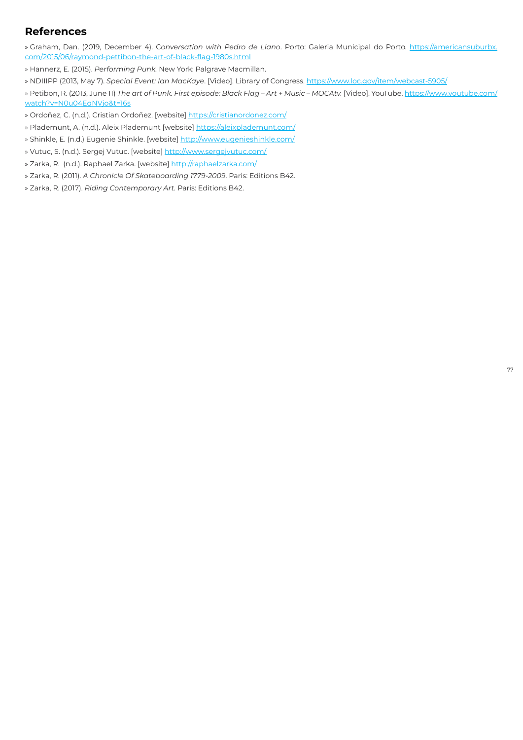## References

» Graham, Dan. (2019, December 4). *Conversation with Pedro de Llano*. Porto: Galeria Municipal do Porto. https://americansuburbx.com/2015/06/raymond-pettibon-the-art-of-black-flag-1980s.html

» Hannerz, E. (2015). *Performing Punk.* New York: Palgrave Macmillan.

» NDIIIPP (2013, May 7). *Special Event: Ian MacKaye*. [Video]. Library of Congress. https://www.loc.gov/item/webcast-5905/

» Petibon, R. (2013, June 11) *The art of Punk. First episode: Black Flag – Art + Music – MOCAtv.* [Video]. YouTube. https://www.youtube.com/watch?v=N0u04EqNVjo&t=16s

» Ordoñez, C. (n.d.). Cristian Ordoñez. [website] https://cristianordonez.com/

» Plademunt, A. (n.d.). Aleix Plademunt [website] https://aleixplademunt.com/

» Shinkle, E. (n.d.) Eugenie Shinkle. [website] http://www.eugenieshinkle.com/

» Vutuc, S. (n.d.). Sergej Vutuc. [website] http://www.sergejvutuc.com/

» Zarka, R. (n.d.). Raphael Zarka. [website] http://raphaelzarka.com/

» Zarka, R. (2011). *A Chronicle Of Skateboarding 1779-2009*. Paris: Editions B42.

» Zarka, R. (2017). *Riding Contemporary Art.* Paris: Editions B42.